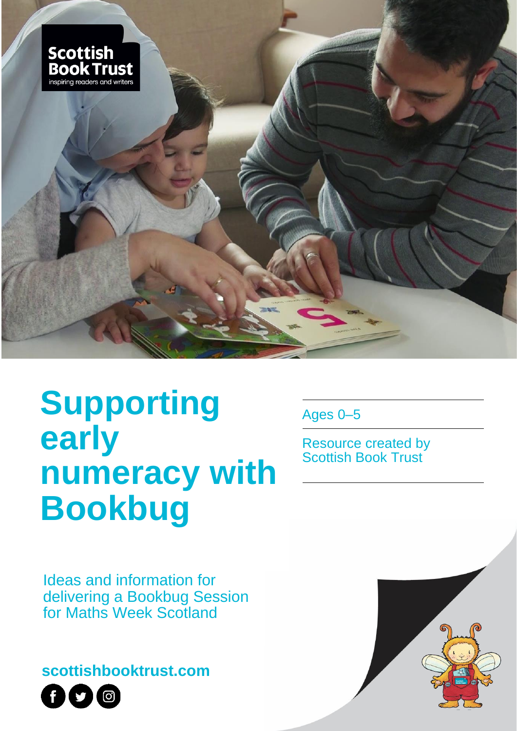Scottish Book Trust
inspiring readers and writers

# Supporting early numeracy with Bookbug

Ages 0–5

Resource created by Scottish Book Trust

Ideas and information for delivering a Bookbug Session for Maths Week Scotland

**scottishbooktrust.com**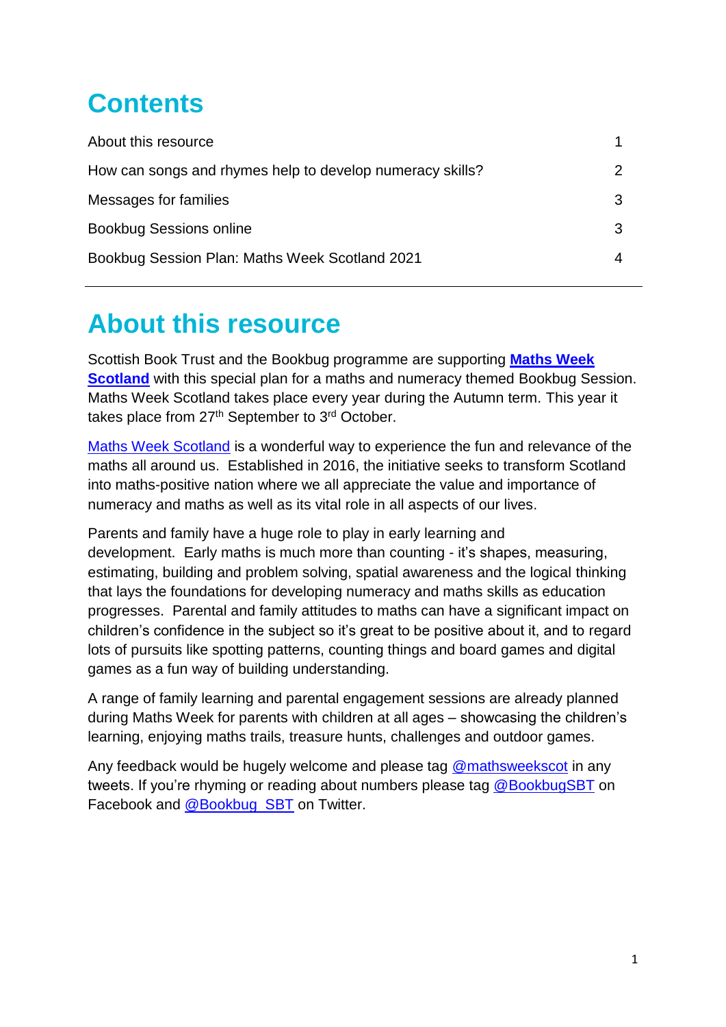# Contents

| | |
|---|---|
| About this resource | 1 |
| How can songs and rhymes help to develop numeracy skills? | 2 |
| Messages for families | 3 |
| Bookbug Sessions online | 3 |
| Bookbug Session Plan: Maths Week Scotland 2021 | 4 |

---

# About this resource

Scottish Book Trust and the Bookbug programme are supporting **Maths Week Scotland** with this special plan for a maths and numeracy themed Bookbug Session. Maths Week Scotland takes place every year during the Autumn term. This year it takes place from 27th September to 3rd October.

Maths Week Scotland is a wonderful way to experience the fun and relevance of the maths all around us. Established in 2016, the initiative seeks to transform Scotland into maths-positive nation where we all appreciate the value and importance of numeracy and maths as well as its vital role in all aspects of our lives.

Parents and family have a huge role to play in early learning and development. Early maths is much more than counting - it's shapes, measuring, estimating, building and problem solving, spatial awareness and the logical thinking that lays the foundations for developing numeracy and maths skills as education progresses. Parental and family attitudes to maths can have a significant impact on children's confidence in the subject so it's great to be positive about it, and to regard lots of pursuits like spotting patterns, counting things and board games and digital games as a fun way of building understanding.

A range of family learning and parental engagement sessions are already planned during Maths Week for parents with children at all ages – showcasing the children's learning, enjoying maths trails, treasure hunts, challenges and outdoor games.

Any feedback would be hugely welcome and please tag @mathsweekscot in any tweets. If you're rhyming or reading about numbers please tag @BookbugSBT on Facebook and @Bookbug_SBT on Twitter.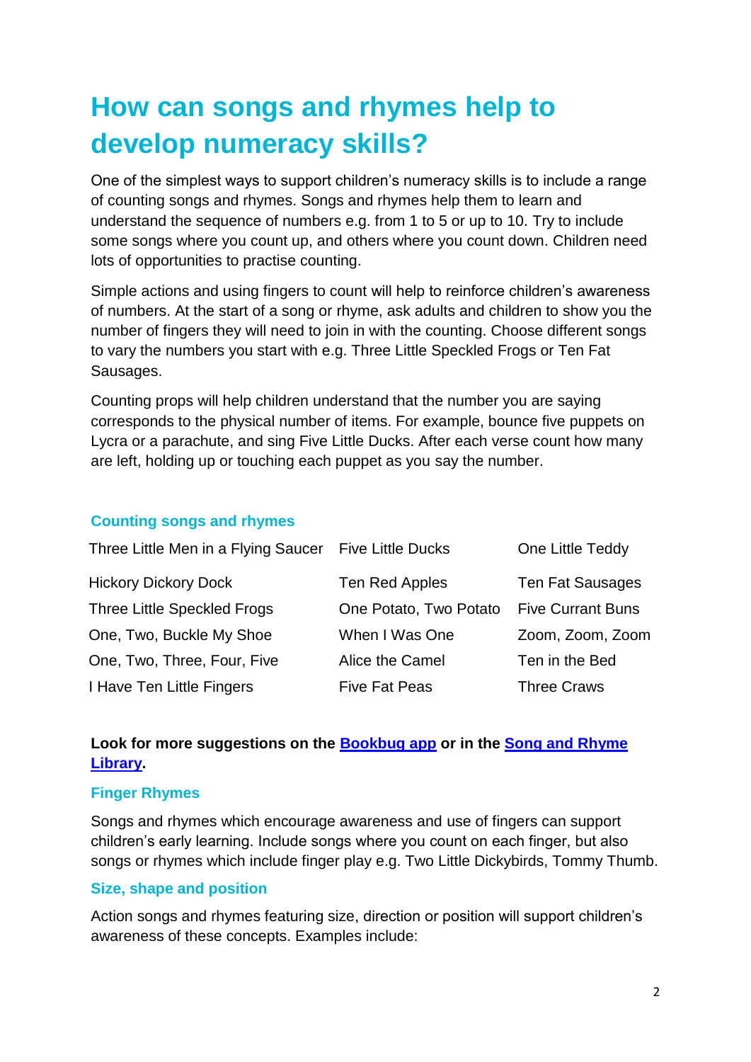# How can songs and rhymes help to develop numeracy skills?

One of the simplest ways to support children's numeracy skills is to include a range of counting songs and rhymes. Songs and rhymes help them to learn and understand the sequence of numbers e.g. from 1 to 5 or up to 10. Try to include some songs where you count up, and others where you count down. Children need lots of opportunities to practise counting.

Simple actions and using fingers to count will help to reinforce children's awareness of numbers. At the start of a song or rhyme, ask adults and children to show you the number of fingers they will need to join in with the counting. Choose different songs to vary the numbers you start with e.g. Three Little Speckled Frogs or Ten Fat Sausages.

Counting props will help children understand that the number you are saying corresponds to the physical number of items. For example, bounce five puppets on Lycra or a parachute, and sing Five Little Ducks. After each verse count how many are left, holding up or touching each puppet as you say the number.

### Counting songs and rhymes

| | | |
|---|---|---|
| Three Little Men in a Flying Saucer | Five Little Ducks | One Little Teddy |
| Hickory Dickory Dock | Ten Red Apples | Ten Fat Sausages |
| Three Little Speckled Frogs | One Potato, Two Potato | Five Currant Buns |
| One, Two, Buckle My Shoe | When I Was One | Zoom, Zoom, Zoom |
| One, Two, Three, Four, Five | Alice the Camel | Ten in the Bed |
| I Have Ten Little Fingers | Five Fat Peas | Three Craws |

**Look for more suggestions on the Bookbug app or in the Song and Rhyme Library.**

### Finger Rhymes

Songs and rhymes which encourage awareness and use of fingers can support children's early learning. Include songs where you count on each finger, but also songs or rhymes which include finger play e.g. Two Little Dickybirds, Tommy Thumb.

### Size, shape and position

Action songs and rhymes featuring size, direction or position will support children's awareness of these concepts. Examples include: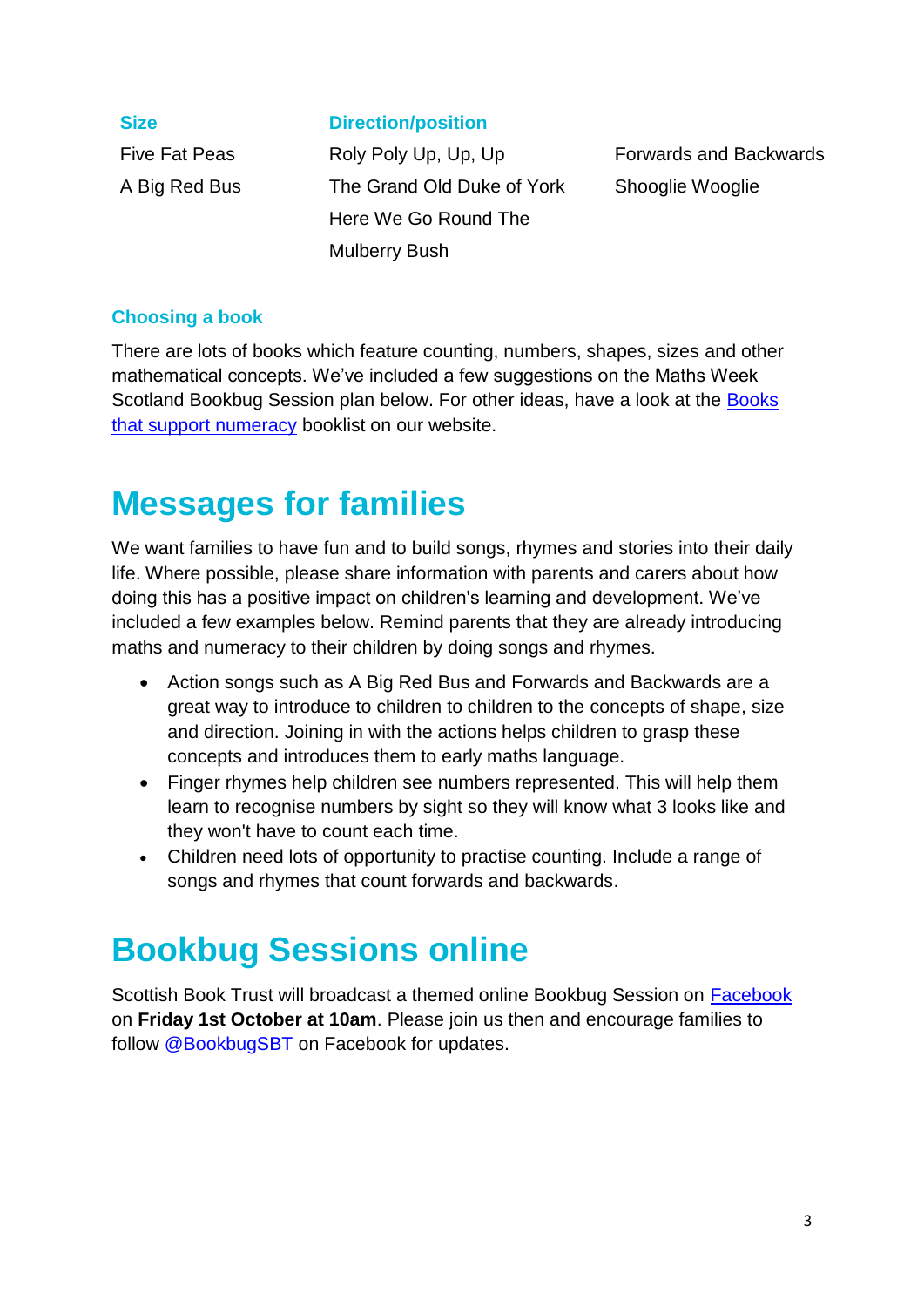| Size | Direction/position | |
| --- | --- | --- |
| Five Fat Peas | Roly Poly Up, Up, Up | Forwards and Backwards |
| A Big Red Bus | The Grand Old Duke of York | Shooglie Wooglie |
| | Here We Go Round The Mulberry Bush | |

### Choosing a book

There are lots of books which feature counting, numbers, shapes, sizes and other mathematical concepts. We've included a few suggestions on the Maths Week Scotland Bookbug Session plan below. For other ideas, have a look at the [Books that support numeracy]() booklist on our website.

# Messages for families

We want families to have fun and to build songs, rhymes and stories into their daily life. Where possible, please share information with parents and carers about how doing this has a positive impact on children's learning and development. We've included a few examples below. Remind parents that they are already introducing maths and numeracy to their children by doing songs and rhymes.

- Action songs such as A Big Red Bus and Forwards and Backwards are a great way to introduce to children to children to the concepts of shape, size and direction. Joining in with the actions helps children to grasp these concepts and introduces them to early maths language.
- Finger rhymes help children see numbers represented. This will help them learn to recognise numbers by sight so they will know what 3 looks like and they won't have to count each time.
- Children need lots of opportunity to practise counting. Include a range of songs and rhymes that count forwards and backwards.

# Bookbug Sessions online

Scottish Book Trust will broadcast a themed online Bookbug Session on [Facebook]() on **Friday 1st October at 10am**. Please join us then and encourage families to follow [@BookbugSBT]() on Facebook for updates.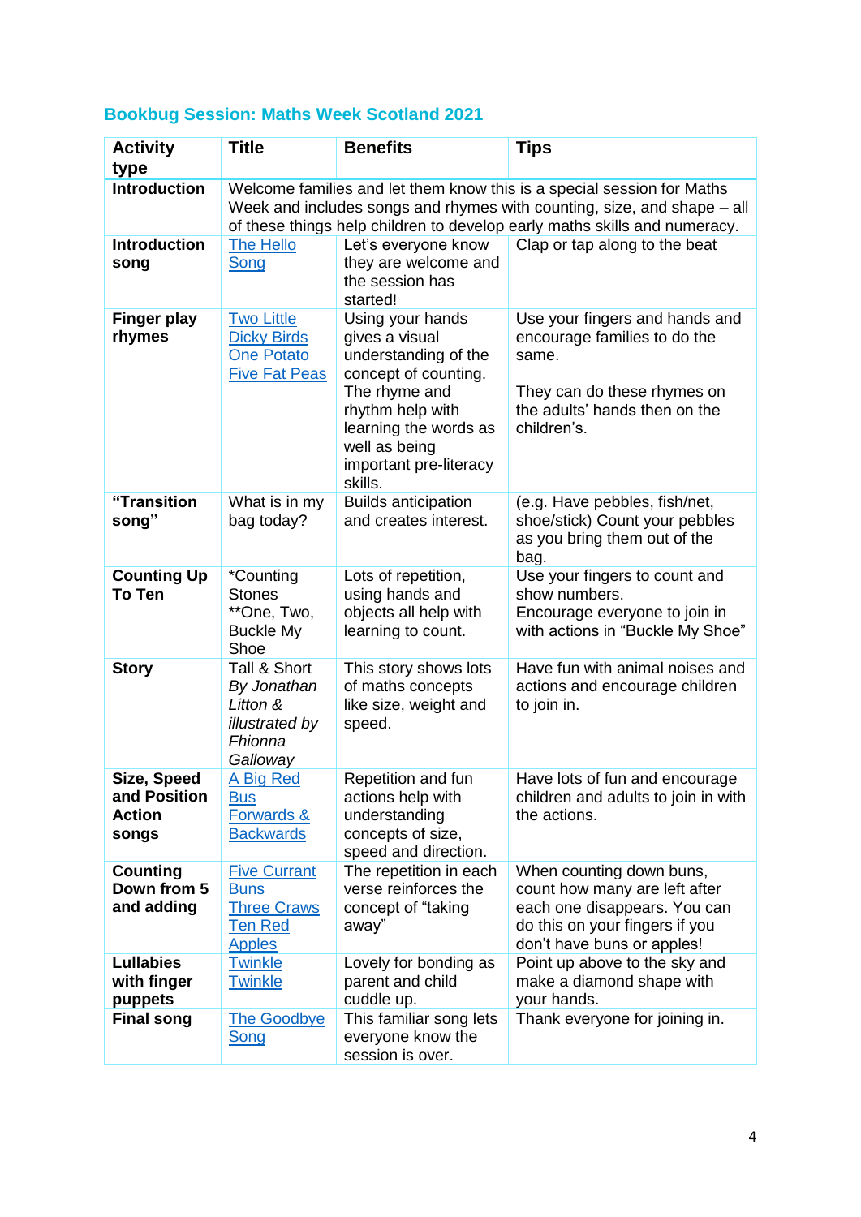## Bookbug Session: Maths Week Scotland 2021

| Activity type | Title | Benefits | Tips |
|---|---|---|---|
| **Introduction** | Welcome families and let them know this is a special session for Maths Week and includes songs and rhymes with counting, size, and shape – all of these things help children to develop early maths skills and numeracy. | | |
| **Introduction song** | The Hello Song | Let's everyone know they are welcome and the session has started! | Clap or tap along to the beat |
| **Finger play rhymes** | Two Little Dicky Birds<br>One Potato<br>Five Fat Peas | Using your hands gives a visual understanding of the concept of counting. The rhyme and rhythm help with learning the words as well as being important pre-literacy skills. | Use your fingers and hands and encourage families to do the same.<br><br>They can do these rhymes on the adults' hands then on the children's. |
| **"Transition song"** | What is in my bag today? | Builds anticipation and creates interest. | (e.g. Have pebbles, fish/net, shoe/stick) Count your pebbles as you bring them out of the bag. |
| **Counting Up To Ten** | *Counting Stones<br>**One, Two, Buckle My Shoe | Lots of repetition, using hands and objects all help with learning to count. | Use your fingers to count and show numbers.<br>Encourage everyone to join in with actions in "Buckle My Shoe" |
| **Story** | Tall & Short *By Jonathan Litton & illustrated by Fhionna Galloway* | This story shows lots of maths concepts like size, weight and speed. | Have fun with animal noises and actions and encourage children to join in. |
| **Size, Speed and Position Action songs** | A Big Red Bus<br>Forwards & Backwards | Repetition and fun actions help with understanding concepts of size, speed and direction. | Have lots of fun and encourage children and adults to join in with the actions. |
| **Counting Down from 5 and adding** | Five Currant Buns<br>Three Craws<br>Ten Red Apples | The repetition in each verse reinforces the concept of "taking away" | When counting down buns, count how many are left after each one disappears. You can do this on your fingers if you don't have buns or apples! |
| **Lullabies with finger puppets** | Twinkle Twinkle | Lovely for bonding as parent and child cuddle up. | Point up above to the sky and make a diamond shape with your hands. |
| **Final song** | The Goodbye Song | This familiar song lets everyone know the session is over. | Thank everyone for joining in. |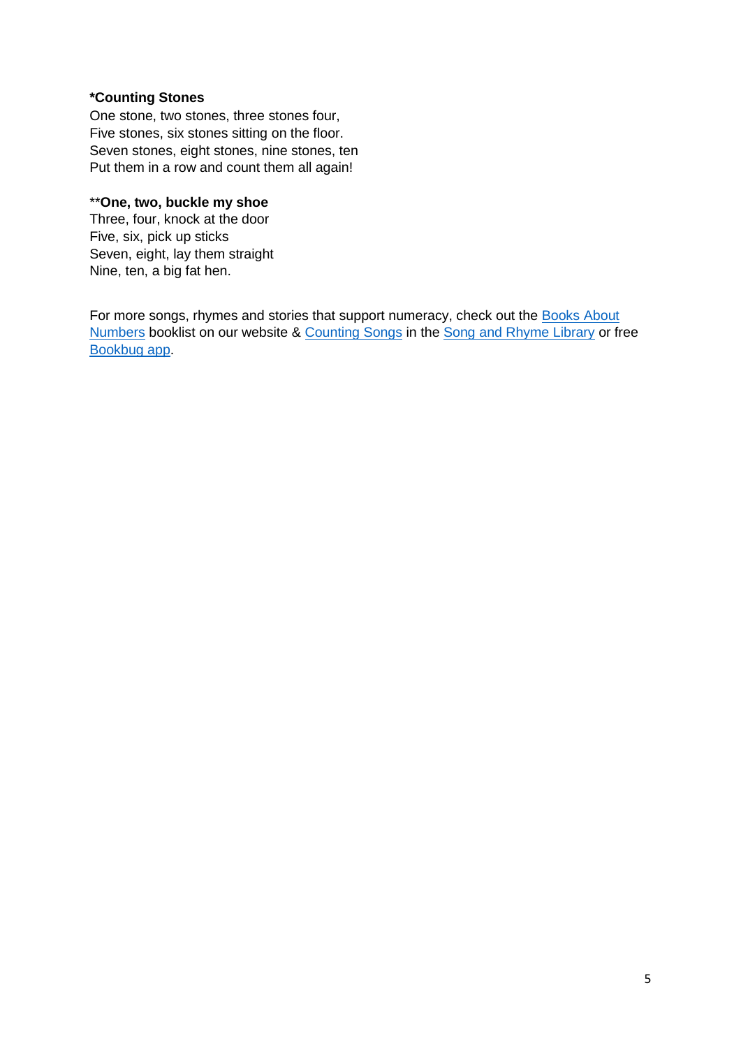**\*Counting Stones**
One stone, two stones, three stones four,
Five stones, six stones sitting on the floor.
Seven stones, eight stones, nine stones, ten
Put them in a row and count them all again!

\*\***One, two, buckle my shoe**
Three, four, knock at the door
Five, six, pick up sticks
Seven, eight, lay them straight
Nine, ten, a big fat hen.

For more songs, rhymes and stories that support numeracy, check out the Books About Numbers booklist on our website & Counting Songs in the Song and Rhyme Library or free Bookbug app.